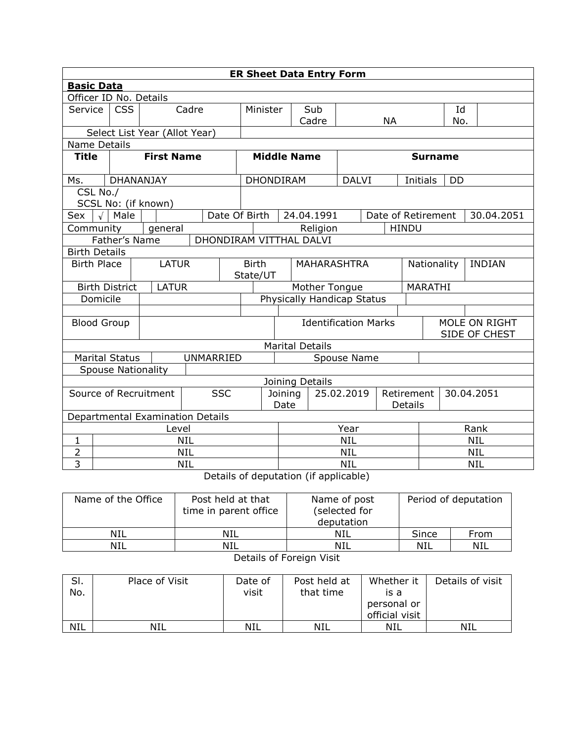| ER Sheet Data Entry Form | | | | | | | | | |
|---|---|---|---|---|---|---|---|---|---|
| **Basic Data** | | | | | | | | | |
| Officer ID No. Details | | | | | | | | | |
| Service | CSS | Cadre | Minister | Sub Cadre | NA | | | Id No. | |
| Select List Year (Allot Year) | | | | | | | | | |
| Name Details | | | | | | | | | |
| **Title** | **First Name** | | **Middle Name** | | **Surname** | | | | |
| Ms. | DHANANJAY | | DHONDIRAM | | DALVI | Initials | DD | | |
| CSL No./ SCSL No: (if known) | | | | | | | | | |
| Sex | √ | Male | | Date Of Birth | 24.04.1991 | Date of Retirement | | 30.04.2051 | |
| Community | general | | | Religion | | HINDU | | | |
| Father's Name | | DHONDIRAM VITTHAL DALVI | | | | | | | |
| Birth Details | | | | | | | | | |
| Birth Place | LATUR | | Birth State/UT | MAHARASHTRA | | Nationality | INDIAN | | |
| Birth District | LATUR | | | Mother Tongue | | MARATHI | | | |
| Domicile | | | Physically Handicap Status | | | | | | |
| Blood Group | | | Identification Marks | | | MOLE ON RIGHT SIDE OF CHEST | | | |
| Marital Details | | | | | | | | | |
| Marital Status | UNMARRIED | | Spouse Name | | | | | | |
| Spouse Nationality | | | | | | | | | |
| Joining Details | | | | | | | | | |
| Source of Recruitment | SSC | | Joining Date | 25.02.2019 | Retirement Details | 30.04.2051 | | | |

Departmental Examination Details

| | Level | Year | Rank |
|---|---|---|---|
| 1 | NIL | NIL | NIL |
| 2 | NIL | NIL | NIL |
| 3 | NIL | NIL | NIL |

Details of deputation (if applicable)

| Name of the Office | Post held at that time in parent office | Name of post (selected for deputation | Period of deputation | |
|---|---|---|---|---|
| NIL | NIL | NIL | Since | From |
| NIL | NIL | NIL | NIL | NIL |

Details of Foreign Visit

| Sl. No. | Place of Visit | Date of visit | Post held at that time | Whether it is a personal or official visit | Details of visit |
|---|---|---|---|---|---|
| NIL | NIL | NIL | NIL | NIL | NIL |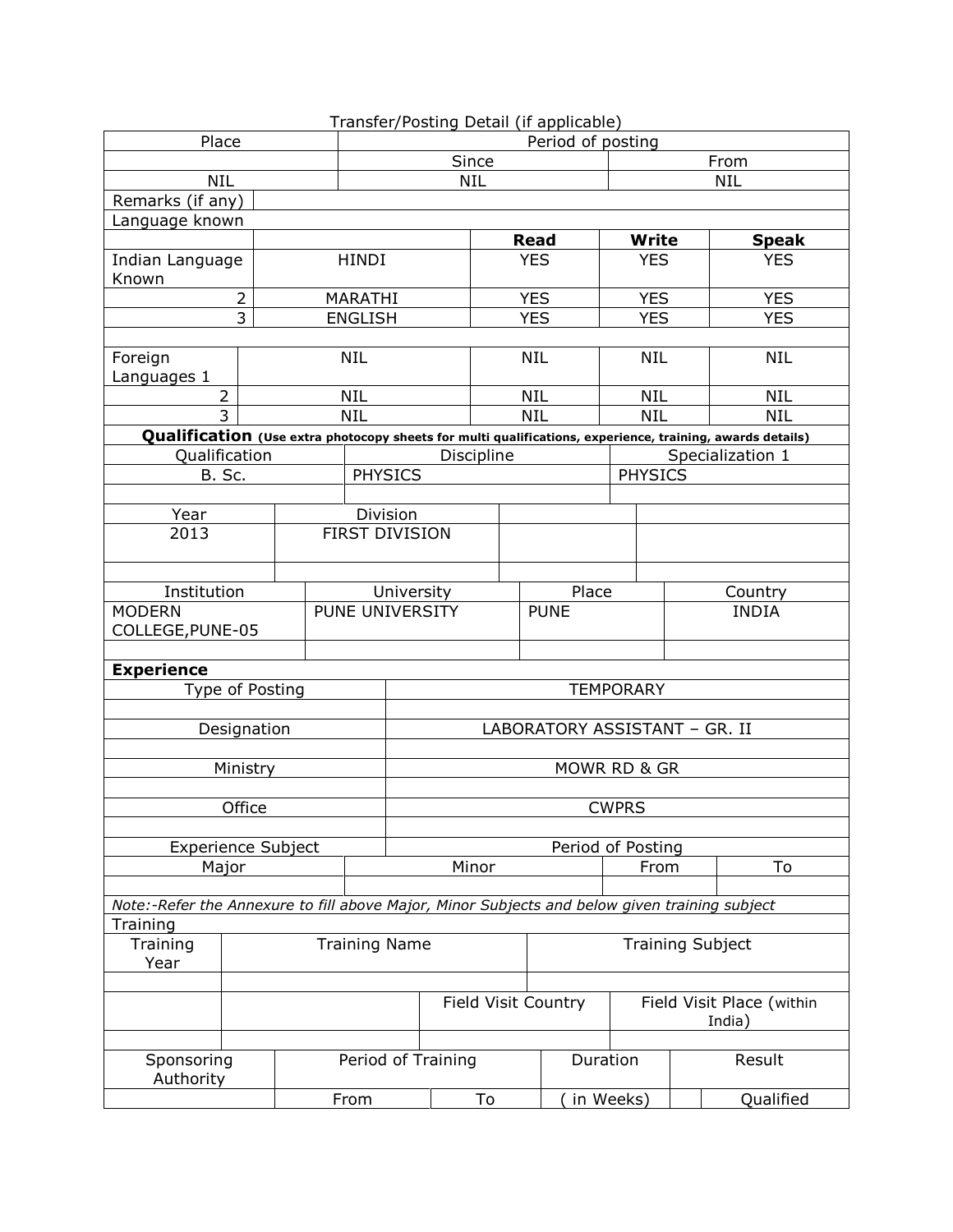Transfer/Posting Detail (if applicable)

| Place | Period of posting | |
|---|---|---|
| | Since | From |
| NIL | NIL | NIL |

| Remarks (if any) | |
|---|---|

Language known

| | | Read | Write | Speak |
|---|---|---|---|---|
| Indian Language Known | HINDI | YES | YES | YES |
| 2 | MARATHI | YES | YES | YES |
| 3 | ENGLISH | YES | YES | YES |
| | | | | |
| Foreign Languages 1 | NIL | NIL | NIL | NIL |
| 2 | NIL | NIL | NIL | NIL |
| 3 | NIL | NIL | NIL | NIL |

**Qualification** **(Use extra photocopy sheets for multi qualifications, experience, training, awards details)**

| Qualification | Discipline | Specialization 1 |
|---|---|---|
| B. Sc. | PHYSICS | PHYSICS |
| | | |

| Year | Division | | |
|---|---|---|---|
| 2013 | FIRST DIVISION | | |
| | | | |

| Institution | University | Place | Country |
|---|---|---|---|
| MODERN COLLEGE,PUNE-05 | PUNE UNIVERSITY | PUNE | INDIA |
| | | | |

**Experience**

| Type of Posting | TEMPORARY |
|---|---|
| | |
| Designation | LABORATORY ASSISTANT – GR. II |
| | |
| Ministry | MOWR RD & GR |
| | |
| Office | CWPRS |
| | |

| Experience Subject | | Period of Posting | |
|---|---|---|---|
| Major | Minor | From | To |
| | | | |

*Note:-Refer the Annexure to fill above Major, Minor Subjects and below given training subject*

Training

| Training Year | Training Name | | Training Subject |
|---|---|---|---|
| | | | |
| | | Field Visit Country | Field Visit Place (within India) |
| | | | |

| Sponsoring Authority | Period of Training | | Duration | | Result |
|---|---|---|---|---|---|
| | From | To | ( in Weeks) | | Qualified |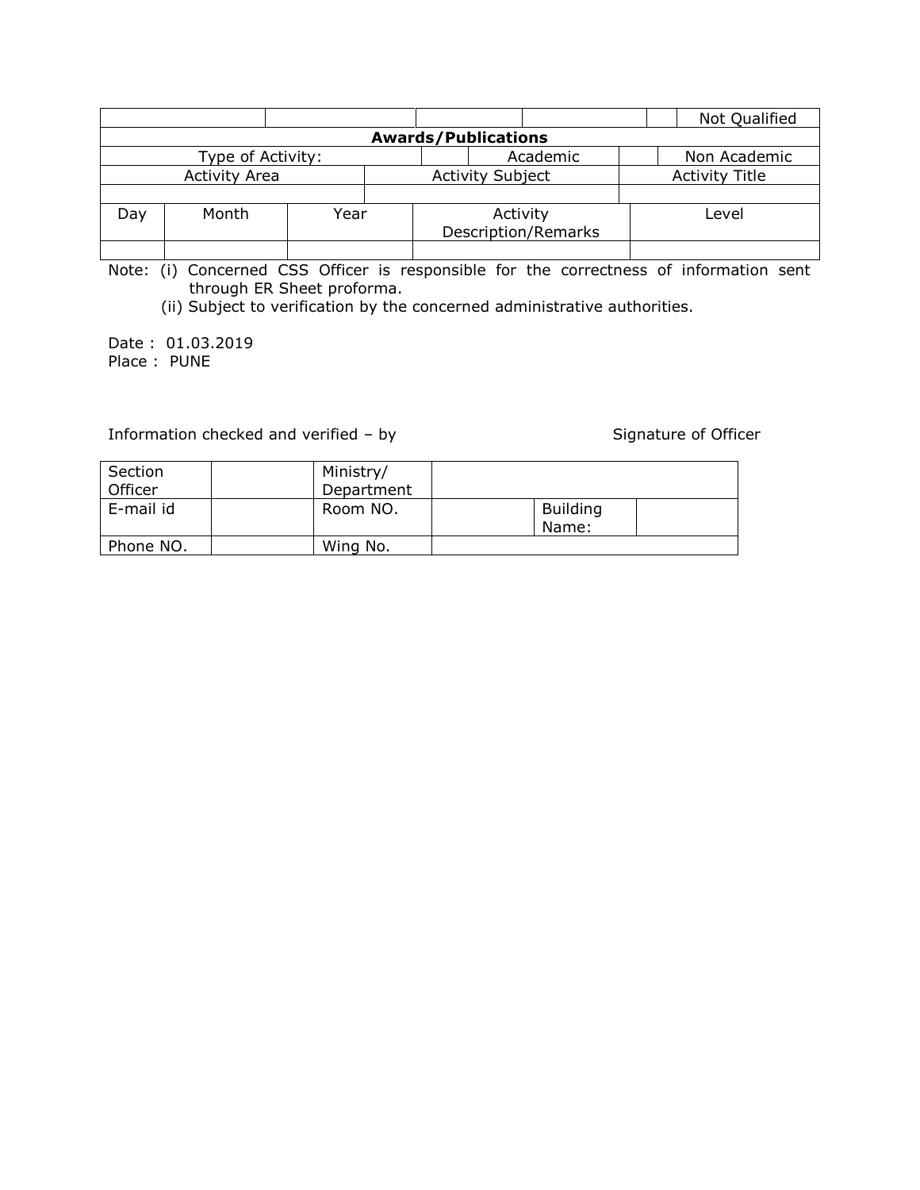| | | | | | | |
|---|---|---|---|---|---|---|
| | | | | | | Not Qualified |

| | | | | | |
|---|---|---|---|---|---|
| **Awards/Publications** | | | | | |
| Type of Activity: | | Academic | | Non Academic | |
| Activity Area | Activity Subject | | Activity Title | | |
| | | | | | |

| Day | Month | Year | Activity Description/Remarks | Level |
|---|---|---|---|---|
| | | | | |

Note: (i) Concerned CSS Officer is responsible for the correctness of information sent through ER Sheet proforma.
(ii) Subject to verification by the concerned administrative authorities.

Date : 01.03.2019
Place : PUNE

Information checked and verified – by

Signature of Officer

| | | | | | |
|---|---|---|---|---|---|
| Section Officer | | Ministry/ Department | | | |
| E-mail id | | Room NO. | | Building Name: | |
| Phone NO. | | Wing No. | | | |